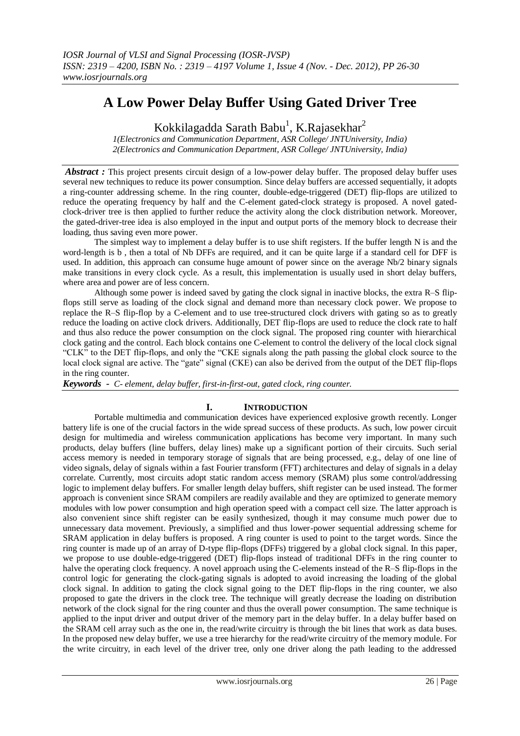# A Low Power Delay Buffer Using Gated Driver Tree

Kokkilagadda Sarath Babu[1], K.Rajasekhar[2]

*1(Electronics and Communication Department, ASR College/ JNTUniversity, India)*
*2(Electronics and Communication Department, ASR College/ JNTUniversity, India)*

***Abstract :*** This project presents circuit design of a low-power delay buffer. The proposed delay buffer uses several new techniques to reduce its power consumption. Since delay buffers are accessed sequentially, it adopts a ring-counter addressing scheme. In the ring counter, double-edge-triggered (DET) flip-flops are utilized to reduce the operating frequency by half and the C-element gated-clock strategy is proposed. A novel gated-clock-driver tree is then applied to further reduce the activity along the clock distribution network. Moreover, the gated-driver-tree idea is also employed in the input and output ports of the memory block to decrease their loading, thus saving even more power.

The simplest way to implement a delay buffer is to use shift registers. If the buffer length N is and the word-length is b , then a total of Nb DFFs are required, and it can be quite large if a standard cell for DFF is used. In addition, this approach can consume huge amount of power since on the average Nb/2 binary signals make transitions in every clock cycle. As a result, this implementation is usually used in short delay buffers, where area and power are of less concern.

Although some power is indeed saved by gating the clock signal in inactive blocks, the extra R–S flip-flops still serve as loading of the clock signal and demand more than necessary clock power. We propose to replace the R–S flip-flop by a C-element and to use tree-structured clock drivers with gating so as to greatly reduce the loading on active clock drivers. Additionally, DET flip-flops are used to reduce the clock rate to half and thus also reduce the power consumption on the clock signal. The proposed ring counter with hierarchical clock gating and the control. Each block contains one C-element to control the delivery of the local clock signal "CLK" to the DET flip-flops, and only the "CKE signals along the path passing the global clock source to the local clock signal are active. The "gate" signal (CKE) can also be derived from the output of the DET flip-flops in the ring counter.

***Keywords*** **-** *C- element, delay buffer, first-in-first-out, gated clock, ring counter.*

## I. Introduction

Portable multimedia and communication devices have experienced explosive growth recently. Longer battery life is one of the crucial factors in the wide spread success of these products. As such, low power circuit design for multimedia and wireless communication applications has become very important. In many such products, delay buffers (line buffers, delay lines) make up a significant portion of their circuits. Such serial access memory is needed in temporary storage of signals that are being processed, e.g., delay of one line of video signals, delay of signals within a fast Fourier transform (FFT) architectures and delay of signals in a delay correlate. Currently, most circuits adopt static random access memory (SRAM) plus some control/addressing logic to implement delay buffers. For smaller length delay buffers, shift register can be used instead. The former approach is convenient since SRAM compilers are readily available and they are optimized to generate memory modules with low power consumption and high operation speed with a compact cell size. The latter approach is also convenient since shift register can be easily synthesized, though it may consume much power due to unnecessary data movement. Previously, a simplified and thus lower-power sequential addressing scheme for SRAM application in delay buffers is proposed. A ring counter is used to point to the target words. Since the ring counter is made up of an array of D-type flip-flops (DFFs) triggered by a global clock signal. In this paper, we propose to use double-edge-triggered (DET) flip-flops instead of traditional DFFs in the ring counter to halve the operating clock frequency. A novel approach using the C-elements instead of the R–S flip-flops in the control logic for generating the clock-gating signals is adopted to avoid increasing the loading of the global clock signal. In addition to gating the clock signal going to the DET flip-flops in the ring counter, we also proposed to gate the drivers in the clock tree. The technique will greatly decrease the loading on distribution network of the clock signal for the ring counter and thus the overall power consumption. The same technique is applied to the input driver and output driver of the memory part in the delay buffer. In a delay buffer based on the SRAM cell array such as the one in, the read/write circuitry is through the bit lines that work as data buses. In the proposed new delay buffer, we use a tree hierarchy for the read/write circuitry of the memory module. For the write circuitry, in each level of the driver tree, only one driver along the path leading to the addressed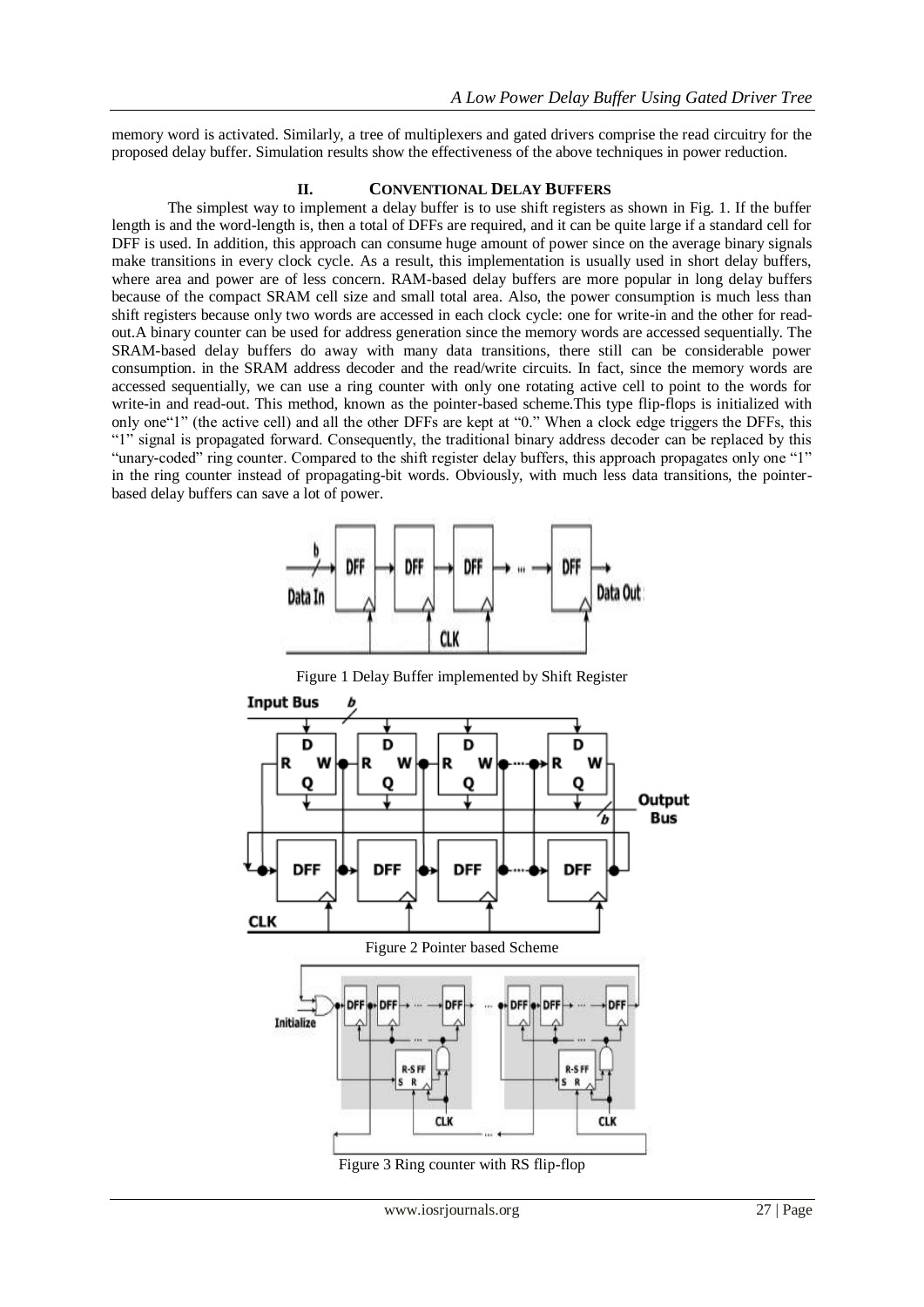memory word is activated. Similarly, a tree of multiplexers and gated drivers comprise the read circuitry for the proposed delay buffer. Simulation results show the effectiveness of the above techniques in power reduction.

## II. CONVENTIONAL DELAY BUFFERS

The simplest way to implement a delay buffer is to use shift registers as shown in Fig. 1. If the buffer length is and the word-length is, then a total of DFFs are required, and it can be quite large if a standard cell for DFF is used. In addition, this approach can consume huge amount of power since on the average binary signals make transitions in every clock cycle. As a result, this implementation is usually used in short delay buffers, where area and power are of less concern. RAM-based delay buffers are more popular in long delay buffers because of the compact SRAM cell size and small total area. Also, the power consumption is much less than shift registers because only two words are accessed in each clock cycle: one for write-in and the other for read-out.A binary counter can be used for address generation since the memory words are accessed sequentially. The SRAM-based delay buffers do away with many data transitions, there still can be considerable power consumption. in the SRAM address decoder and the read/write circuits. In fact, since the memory words are accessed sequentially, we can use a ring counter with only one rotating active cell to point to the words for write-in and read-out. This method, known as the pointer-based scheme.This type flip-flops is initialized with only one"1" (the active cell) and all the other DFFs are kept at "0." When a clock edge triggers the DFFs, this "1" signal is propagated forward. Consequently, the traditional binary address decoder can be replaced by this "unary-coded" ring counter. Compared to the shift register delay buffers, this approach propagates only one "1" in the ring counter instead of propagating-bit words. Obviously, with much less data transitions, the pointer-based delay buffers can save a lot of power.

Figure 1 Delay Buffer implemented by Shift Register

Figure 2 Pointer based Scheme

Figure 3 Ring counter with RS flip-flop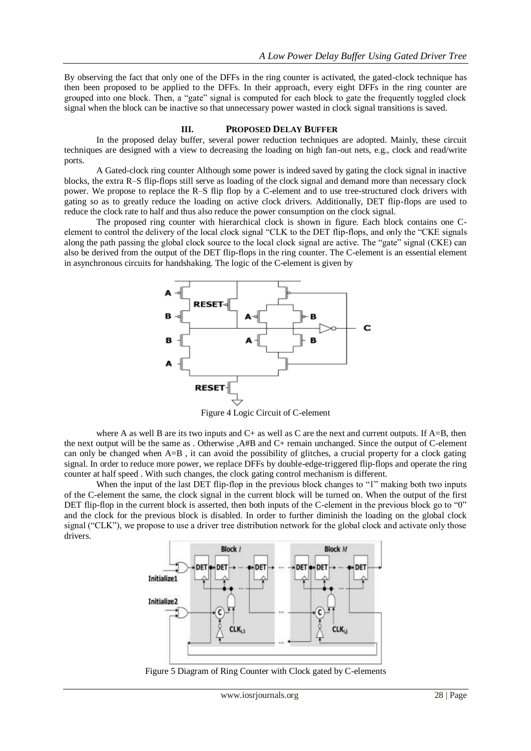By observing the fact that only one of the DFFs in the ring counter is activated, the gated-clock technique has then been proposed to be applied to the DFFs. In their approach, every eight DFFs in the ring counter are grouped into one block. Then, a "gate" signal is computed for each block to gate the frequently toggled clock signal when the block can be inactive so that unnecessary power wasted in clock signal transitions is saved.

## III. PROPOSED DELAY BUFFER

In the proposed delay buffer, several power reduction techniques are adopted. Mainly, these circuit techniques are designed with a view to decreasing the loading on high fan-out nets, e.g., clock and read/write ports.

A Gated-clock ring counter Although some power is indeed saved by gating the clock signal in inactive blocks, the extra R–S flip-flops still serve as loading of the clock signal and demand more than necessary clock power. We propose to replace the R–S flip flop by a C-element and to use tree-structured clock drivers with gating so as to greatly reduce the loading on active clock drivers. Additionally, DET flip-flops are used to reduce the clock rate to half and thus also reduce the power consumption on the clock signal.

The proposed ring counter with hierarchical clock is shown in figure. Each block contains one C-element to control the delivery of the local clock signal "CLK to the DET flip-flops, and only the "CKE signals along the path passing the global clock source to the local clock signal are active. The "gate" signal (CKE) can also be derived from the output of the DET flip-flops in the ring counter. The C-element is an essential element in asynchronous circuits for handshaking. The logic of the C-element is given by

Figure 4 Logic Circuit of C-element

where A as well B are its two inputs and C+ as well as C are the next and current outputs. If A=B, then the next output will be the same as . Otherwise ,A#B and C+ remain unchanged. Since the output of C-element can only be changed when A=B , it can avoid the possibility of glitches, a crucial property for a clock gating signal. In order to reduce more power, we replace DFFs by double-edge-triggered flip-flops and operate the ring counter at half speed . With such changes, the clock gating control mechanism is different.

When the input of the last DET flip-flop in the previous block changes to "1" making both two inputs of the C-element the same, the clock signal in the current block will be turned on. When the output of the first DET flip-flop in the current block is asserted, then both inputs of the C-element in the previous block go to "0" and the clock for the previous block is disabled. In order to further diminish the loading on the global clock signal ("CLK"), we propose to use a driver tree distribution network for the global clock and activate only those drivers.

Figure 5 Diagram of Ring Counter with Clock gated by C-elements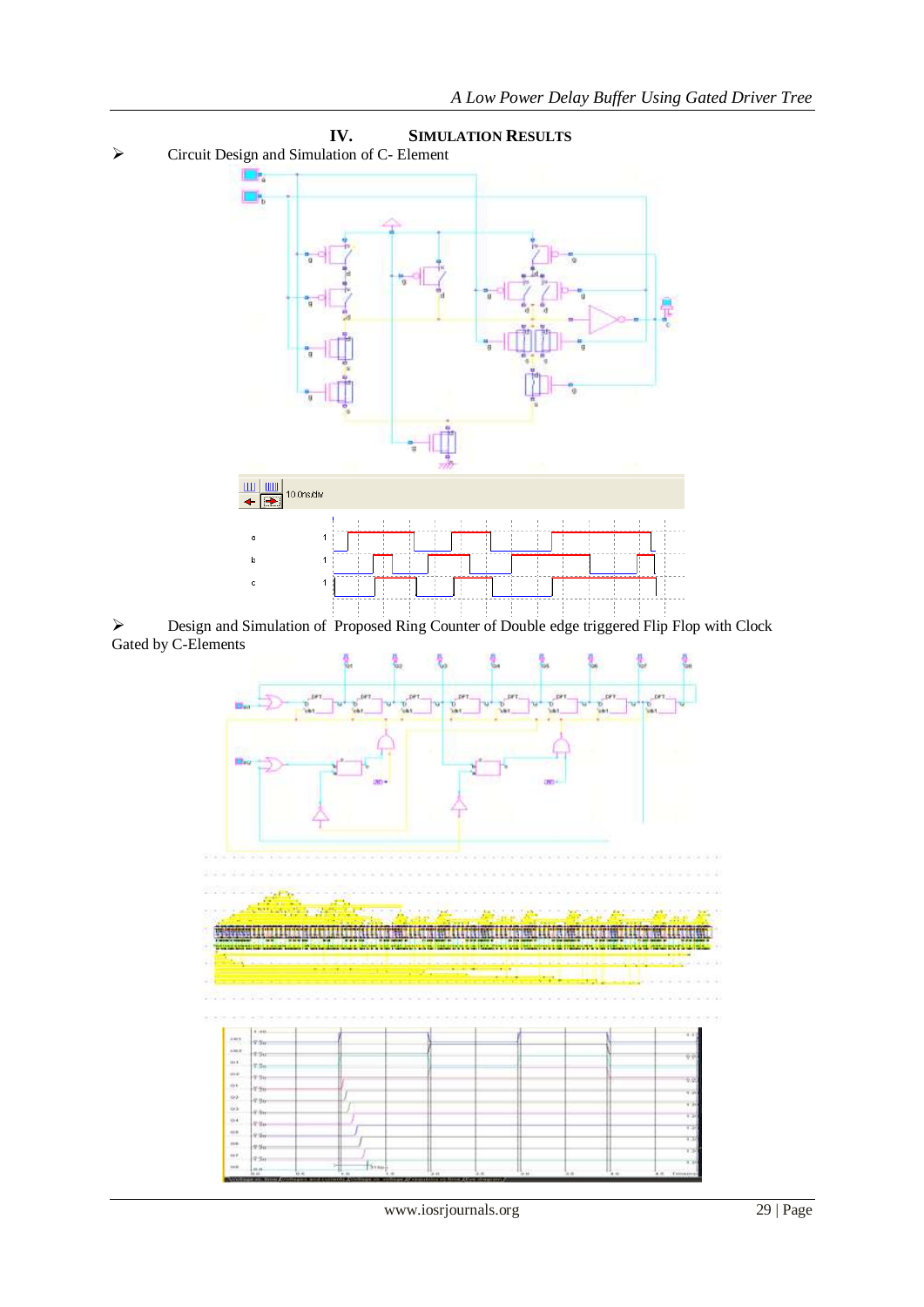## IV. SIMULATION RESULTS

- Circuit Design and Simulation of C- Element

- Design and Simulation of Proposed Ring Counter of Double edge triggered Flip Flop with Clock Gated by C-Elements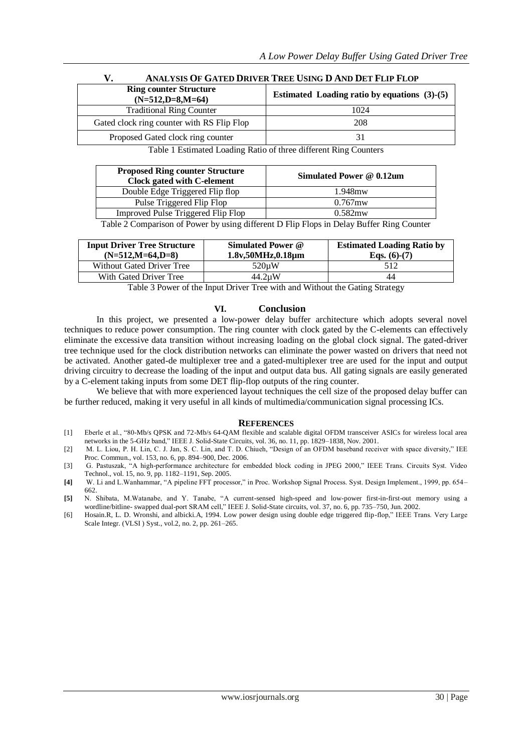## V. ANALYSIS OF GATED DRIVER TREE USING D AND DET FLIP FLOP

| Ring counter Structure (N=512,D=8,M=64) | Estimated Loading ratio by equations (3)-(5) |
|---|---|
| Traditional Ring Counter | 1024 |
| Gated clock ring counter with RS Flip Flop | 208 |
| Proposed Gated clock ring counter | 31 |

Table 1 Estimated Loading Ratio of three different Ring Counters

| Proposed Ring counter Structure Clock gated with C-element | Simulated Power @ 0.12um |
|---|---|
| Double Edge Triggered Flip flop | 1.948mw |
| Pulse Triggered Flip Flop | 0.767mw |
| Improved Pulse Triggered Flip Flop | 0.582mw |

Table 2 Comparison of Power by using different D Flip Flops in Delay Buffer Ring Counter

| Input Driver Tree Structure (N=512,M=64,D=8) | Simulated Power @ 1.8v,50MHz,0.18µm | Estimated Loading Ratio by Eqs. (6)-(7) |
|---|---|---|
| Without Gated Driver Tree | 520µW | 512 |
| With Gated Driver Tree | 44.2µW | 44 |

Table 3 Power of the Input Driver Tree with and Without the Gating Strategy

## VI. Conclusion

In this project, we presented a low-power delay buffer architecture which adopts several novel techniques to reduce power consumption. The ring counter with clock gated by the C-elements can effectively eliminate the excessive data transition without increasing loading on the global clock signal. The gated-driver tree technique used for the clock distribution networks can eliminate the power wasted on drivers that need not be activated. Another gated-de multiplexer tree and a gated-multiplexer tree are used for the input and output driving circuitry to decrease the loading of the input and output data bus. All gating signals are easily generated by a C-element taking inputs from some DET flip-flop outputs of the ring counter.

We believe that with more experienced layout techniques the cell size of the proposed delay buffer can be further reduced, making it very useful in all kinds of multimedia/communication signal processing ICs.

## REFERENCES

[1] Eberle et al., "80-Mb/s QPSK and 72-Mb/s 64-QAM flexible and scalable digital OFDM transceiver ASICs for wireless local area networks in the 5-GHz band," IEEE J. Solid-State Circuits, vol. 36, no. 11, pp. 1829–1838, Nov. 2001.

[2] M. L. Liou, P. H. Lin, C. J. Jan, S. C. Lin, and T. D. Chiueh, "Design of an OFDM baseband receiver with space diversity," IEE Proc. Commun., vol. 153, no. 6, pp. 894–900, Dec. 2006.

[3] G. Pastuszak, "A high-performance architecture for embedded block coding in JPEG 2000," IEEE Trans. Circuits Syst. Video Technol., vol. 15, no. 9, pp. 1182–1191, Sep. 2005.

**[4]** W. Li and L.Wanhammar, "A pipeline FFT processor," in Proc. Workshop Signal Process. Syst. Design Implement., 1999, pp. 654–662.

**[5]** N. Shibata, M.Watanabe, and Y. Tanabe, "A current-sensed high-speed and low-power first-in-first-out memory using a wordline/bitline- swapped dual-port SRAM cell," IEEE J. Solid-State circuits, vol. 37, no. 6, pp. 735–750, Jun. 2002.

[6] Hosain.R, L. D. Wronshi, and albicki.A, 1994. Low power design using double edge triggered flip-flop," IEEE Trans. Very Large Scale Integr. (VLSI ) Syst., vol.2, no. 2, pp. 261–265.